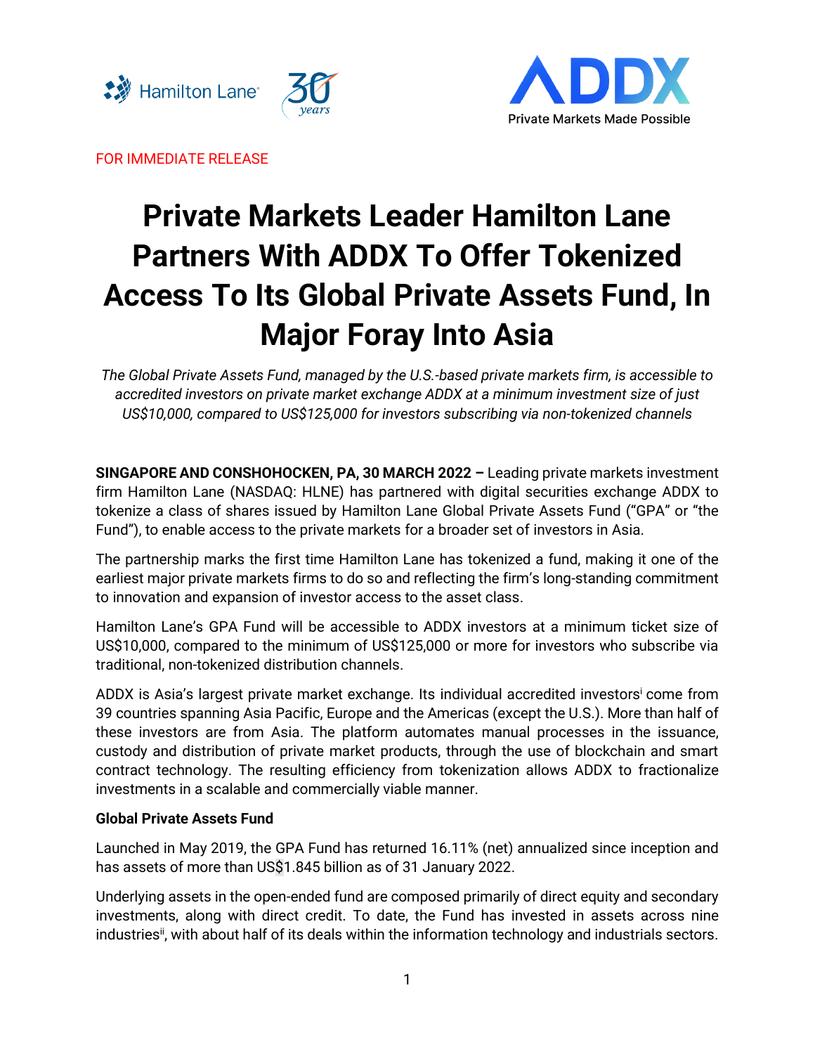FOR IMMEDIATE RELEASE

# Private Markets Leader Hamilton Lane Partners With ADDX To Offer Tokenized Access To Its Global Private Assets Fund, In Major Foray Into Asia

*The Global Private Assets Fund, managed by the U.S.-based private markets firm, is accessible to accredited investors on private market exchange ADDX at a minimum investment size of just US$10,000, compared to US$125,000 for investors subscribing via non-tokenized channels*

**SINGAPORE AND CONSHOHOCKEN, PA, 30 MARCH 2022 –** Leading private markets investment firm Hamilton Lane (NASDAQ: HLNE) has partnered with digital securities exchange ADDX to tokenize a class of shares issued by Hamilton Lane Global Private Assets Fund ("GPA" or "the Fund"), to enable access to the private markets for a broader set of investors in Asia.

The partnership marks the first time Hamilton Lane has tokenized a fund, making it one of the earliest major private markets firms to do so and reflecting the firm's long-standing commitment to innovation and expansion of investor access to the asset class.

Hamilton Lane's GPA Fund will be accessible to ADDX investors at a minimum ticket size of US$10,000, compared to the minimum of US$125,000 or more for investors who subscribe via traditional, non-tokenized distribution channels.

ADDX is Asia's largest private market exchange. Its individual accredited investors[i] come from 39 countries spanning Asia Pacific, Europe and the Americas (except the U.S.). More than half of these investors are from Asia. The platform automates manual processes in the issuance, custody and distribution of private market products, through the use of blockchain and smart contract technology. The resulting efficiency from tokenization allows ADDX to fractionalize investments in a scalable and commercially viable manner.

**Global Private Assets Fund**

Launched in May 2019, the GPA Fund has returned 16.11% (net) annualized since inception and has assets of more than US$1.845 billion as of 31 January 2022.

Underlying assets in the open-ended fund are composed primarily of direct equity and secondary investments, along with direct credit. To date, the Fund has invested in assets across nine industries[ii], with about half of its deals within the information technology and industrials sectors.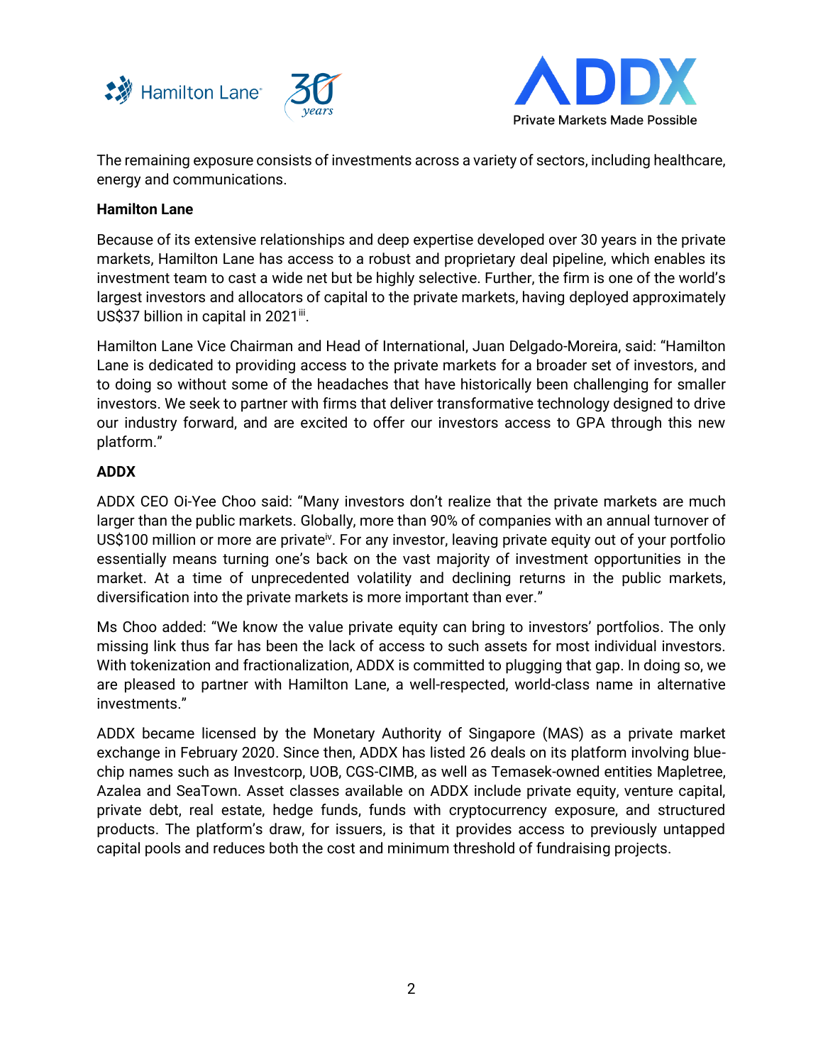The remaining exposure consists of investments across a variety of sectors, including healthcare, energy and communications.

**Hamilton Lane**

Because of its extensive relationships and deep expertise developed over 30 years in the private markets, Hamilton Lane has access to a robust and proprietary deal pipeline, which enables its investment team to cast a wide net but be highly selective. Further, the firm is one of the world's largest investors and allocators of capital to the private markets, having deployed approximately US$37 billion in capital in 2021[iii].

Hamilton Lane Vice Chairman and Head of International, Juan Delgado-Moreira, said: "Hamilton Lane is dedicated to providing access to the private markets for a broader set of investors, and to doing so without some of the headaches that have historically been challenging for smaller investors. We seek to partner with firms that deliver transformative technology designed to drive our industry forward, and are excited to offer our investors access to GPA through this new platform."

**ADDX**

ADDX CEO Oi-Yee Choo said: "Many investors don't realize that the private markets are much larger than the public markets. Globally, more than 90% of companies with an annual turnover of US$100 million or more are private[iv]. For any investor, leaving private equity out of your portfolio essentially means turning one's back on the vast majority of investment opportunities in the market. At a time of unprecedented volatility and declining returns in the public markets, diversification into the private markets is more important than ever."

Ms Choo added: "We know the value private equity can bring to investors' portfolios. The only missing link thus far has been the lack of access to such assets for most individual investors. With tokenization and fractionalization, ADDX is committed to plugging that gap. In doing so, we are pleased to partner with Hamilton Lane, a well-respected, world-class name in alternative investments."

ADDX became licensed by the Monetary Authority of Singapore (MAS) as a private market exchange in February 2020. Since then, ADDX has listed 26 deals on its platform involving blue-chip names such as Investcorp, UOB, CGS-CIMB, as well as Temasek-owned entities Mapletree, Azalea and SeaTown. Asset classes available on ADDX include private equity, venture capital, private debt, real estate, hedge funds, funds with cryptocurrency exposure, and structured products. The platform's draw, for issuers, is that it provides access to previously untapped capital pools and reduces both the cost and minimum threshold of fundraising projects.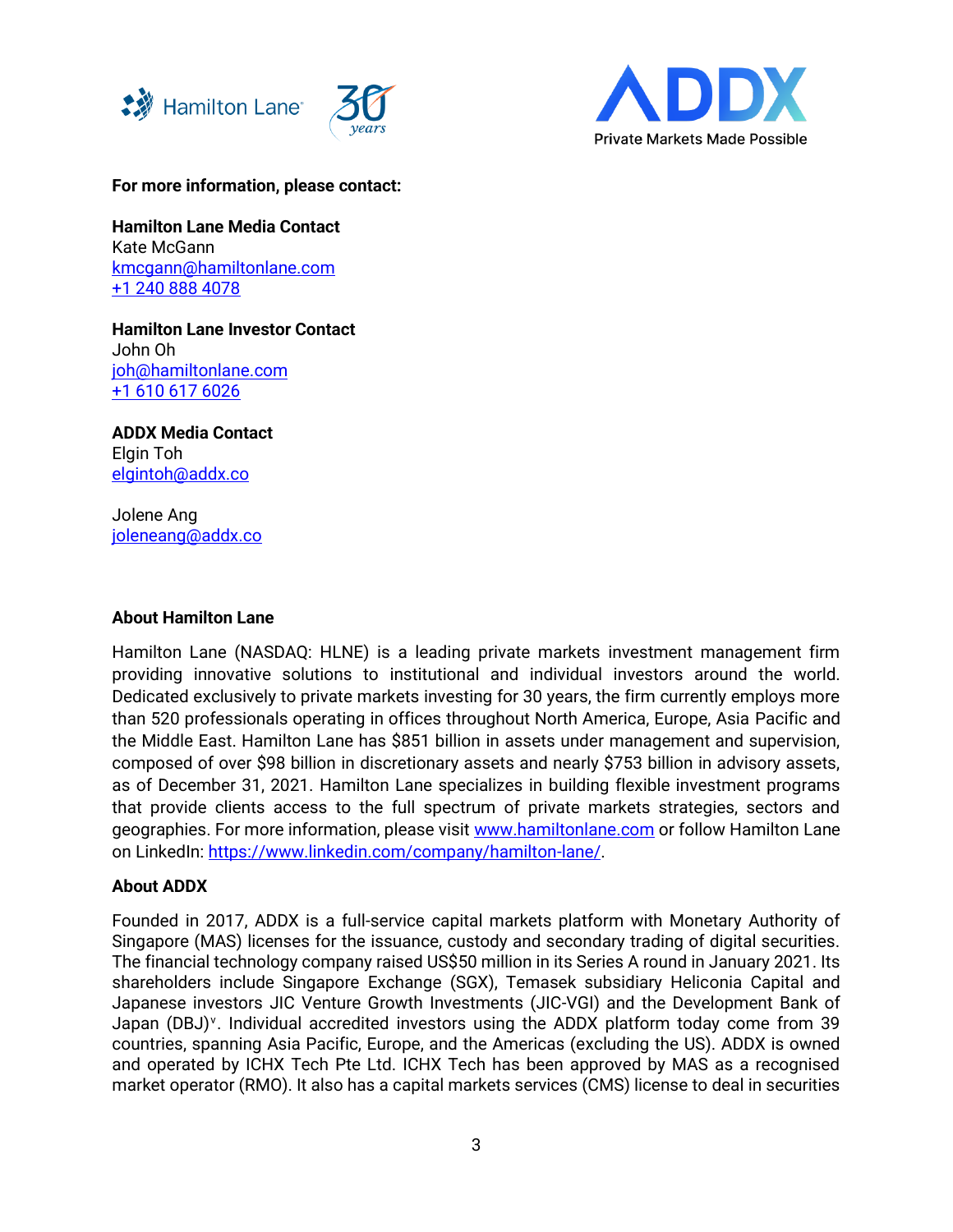**For more information, please contact:**

**Hamilton Lane Media Contact**
Kate McGann
kmcgann@hamiltonlane.com
+1 240 888 4078

**Hamilton Lane Investor Contact**
John Oh
joh@hamiltonlane.com
+1 610 617 6026

**ADDX Media Contact**
Elgin Toh
elgintoh@addx.co

Jolene Ang
joleneang@addx.co

**About Hamilton Lane**

Hamilton Lane (NASDAQ: HLNE) is a leading private markets investment management firm providing innovative solutions to institutional and individual investors around the world. Dedicated exclusively to private markets investing for 30 years, the firm currently employs more than 520 professionals operating in offices throughout North America, Europe, Asia Pacific and the Middle East. Hamilton Lane has $851 billion in assets under management and supervision, composed of over $98 billion in discretionary assets and nearly $753 billion in advisory assets, as of December 31, 2021. Hamilton Lane specializes in building flexible investment programs that provide clients access to the full spectrum of private markets strategies, sectors and geographies. For more information, please visit www.hamiltonlane.com or follow Hamilton Lane on LinkedIn: https://www.linkedin.com/company/hamilton-lane/.

**About ADDX**

Founded in 2017, ADDX is a full-service capital markets platform with Monetary Authority of Singapore (MAS) licenses for the issuance, custody and secondary trading of digital securities. The financial technology company raised US$50 million in its Series A round in January 2021. Its shareholders include Singapore Exchange (SGX), Temasek subsidiary Heliconia Capital and Japanese investors JIC Venture Growth Investments (JIC-VGI) and the Development Bank of Japan (DBJ)[v]. Individual accredited investors using the ADDX platform today come from 39 countries, spanning Asia Pacific, Europe, and the Americas (excluding the US). ADDX is owned and operated by ICHX Tech Pte Ltd. ICHX Tech has been approved by MAS as a recognised market operator (RMO). It also has a capital markets services (CMS) license to deal in securities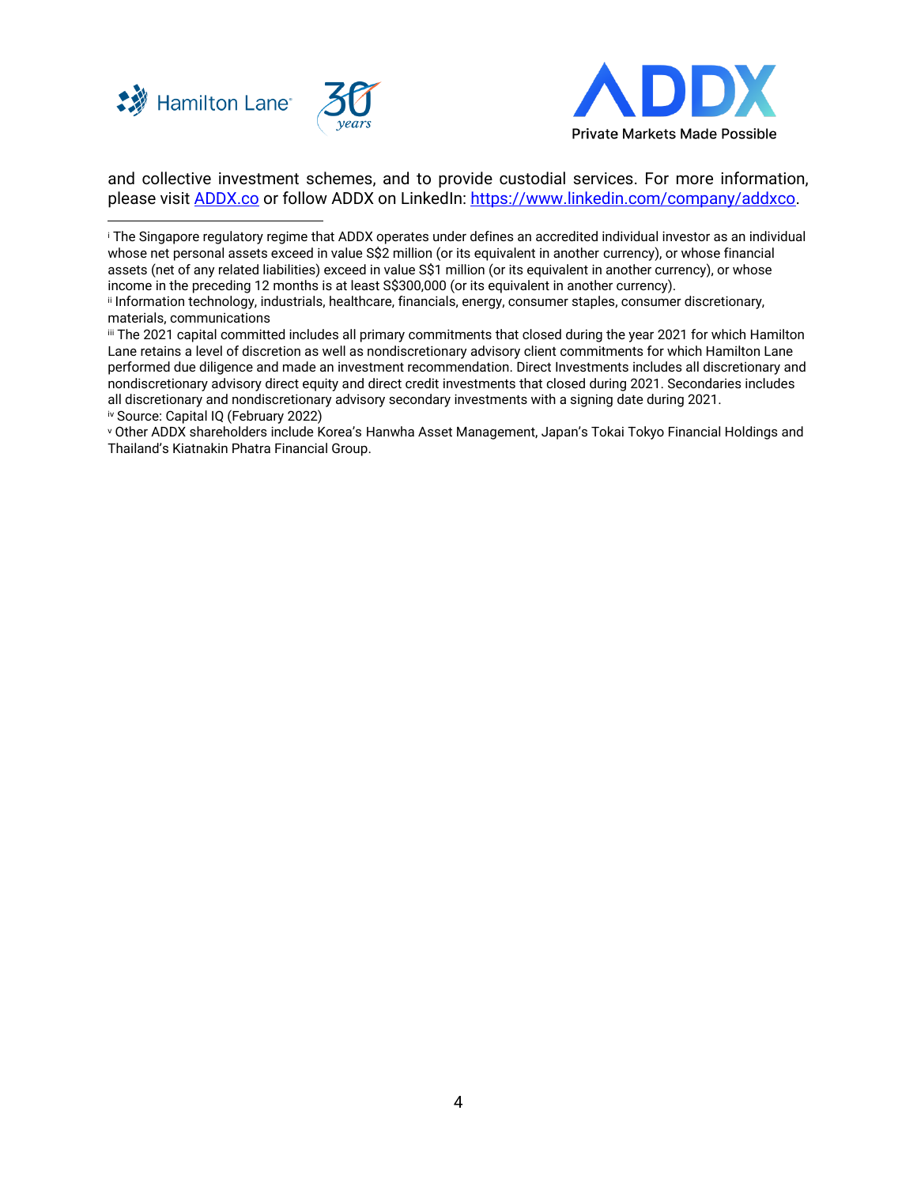and collective investment schemes, and to provide custodial services. For more information, please visit [ADDX.co](ADDX.co) or follow ADDX on LinkedIn: [https://www.linkedin.com/company/addxco](https://www.linkedin.com/company/addxco).

---

[i] The Singapore regulatory regime that ADDX operates under defines an accredited individual investor as an individual whose net personal assets exceed in value S$2 million (or its equivalent in another currency), or whose financial assets (net of any related liabilities) exceed in value S$1 million (or its equivalent in another currency), or whose income in the preceding 12 months is at least S$300,000 (or its equivalent in another currency).

[ii] Information technology, industrials, healthcare, financials, energy, consumer staples, consumer discretionary, materials, communications

[iii] The 2021 capital committed includes all primary commitments that closed during the year 2021 for which Hamilton Lane retains a level of discretion as well as nondiscretionary advisory client commitments for which Hamilton Lane performed due diligence and made an investment recommendation. Direct Investments includes all discretionary and nondiscretionary advisory direct equity and direct credit investments that closed during 2021. Secondaries includes all discretionary and nondiscretionary advisory secondary investments with a signing date during 2021.

[iv] Source: Capital IQ (February 2022)

[v] Other ADDX shareholders include Korea's Hanwha Asset Management, Japan's Tokai Tokyo Financial Holdings and Thailand's Kiatnakin Phatra Financial Group.